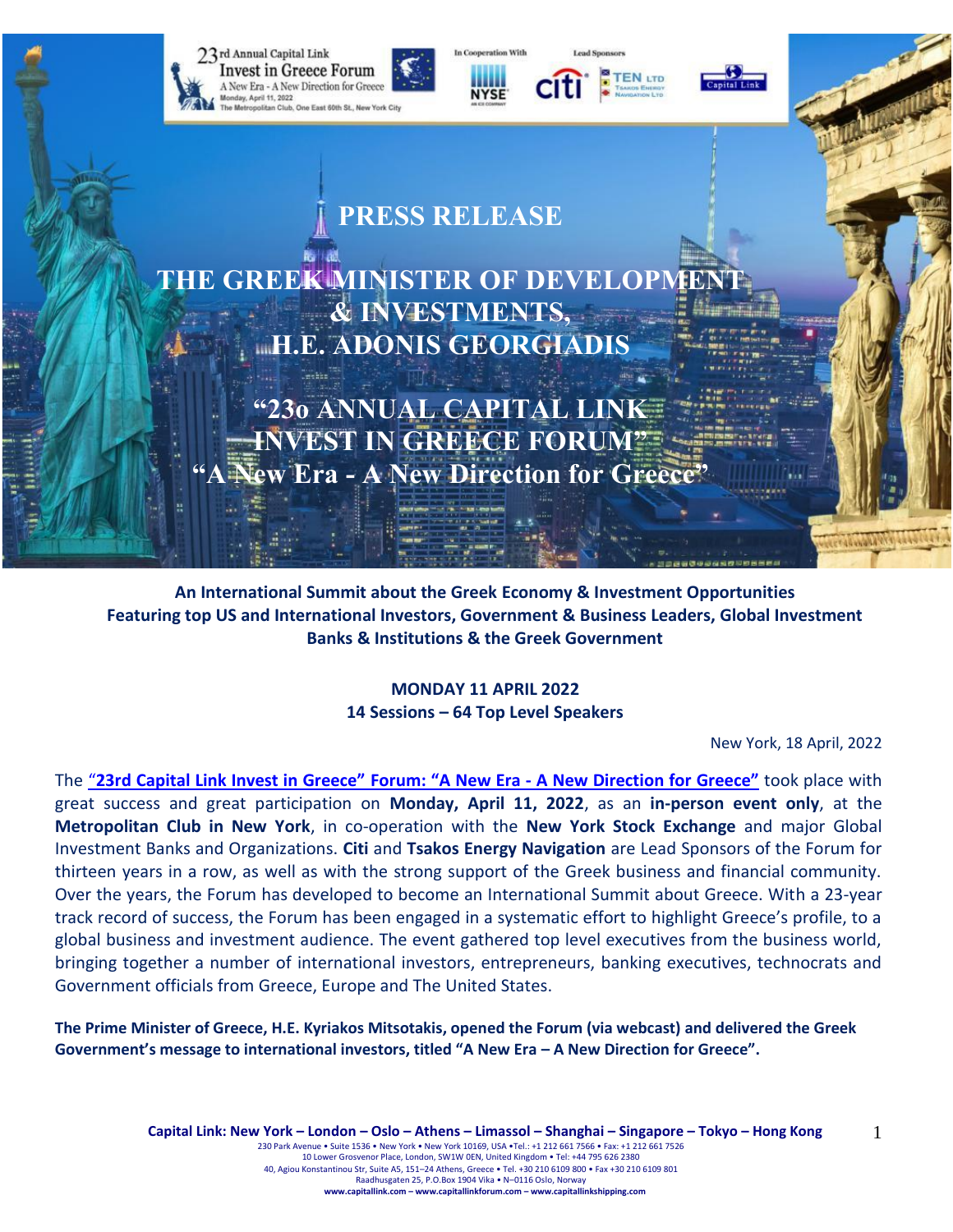23rd Annual Capital Link Invest in Greece Forum
A New Era - A New Direction for Greece
Monday, April 11, 2022
The Metropolitan Club, One East 60th St., New York City

In Cooperation With NYSE — Lead Sponsors: citi, TEN LTD Tsakos Energy Navigation Ltd, Capital Link

# PRESS RELEASE

# THE GREEK MINISTER OF DEVELOPMENT & INVESTMENTS, H.E. ADONIS GEORGIADIS

# "23o ANNUAL CAPITAL LINK INVEST IN GREECE FORUM" "A New Era - A New Direction for Greece"

**An International Summit about the Greek Economy & Investment Opportunities Featuring top US and International Investors, Government & Business Leaders, Global Investment Banks & Institutions & the Greek Government**

**MONDAY 11 APRIL 2022**
**14 Sessions – 64 Top Level Speakers**

New York, 18 April, 2022

The **"23rd Capital Link Invest in Greece" Forum: "A New Era - A New Direction for Greece"** took place with great success and great participation on **Monday, April 11, 2022**, as an **in-person event only**, at the **Metropolitan Club in New York**, in co-operation with the **New York Stock Exchange** and major Global Investment Banks and Organizations. **Citi** and **Tsakos Energy Navigation** are Lead Sponsors of the Forum for thirteen years in a row, as well as with the strong support of the Greek business and financial community. Over the years, the Forum has developed to become an International Summit about Greece. With a 23-year track record of success, the Forum has been engaged in a systematic effort to highlight Greece's profile, to a global business and investment audience. The event gathered top level executives from the business world, bringing together a number of international investors, entrepreneurs, banking executives, technocrats and Government officials from Greece, Europe and The United States.

**The Prime Minister of Greece, H.E. Kyriakos Mitsotakis, opened the Forum (via webcast) and delivered the Greek Government's message to international investors, titled "A New Era – A New Direction for Greece".**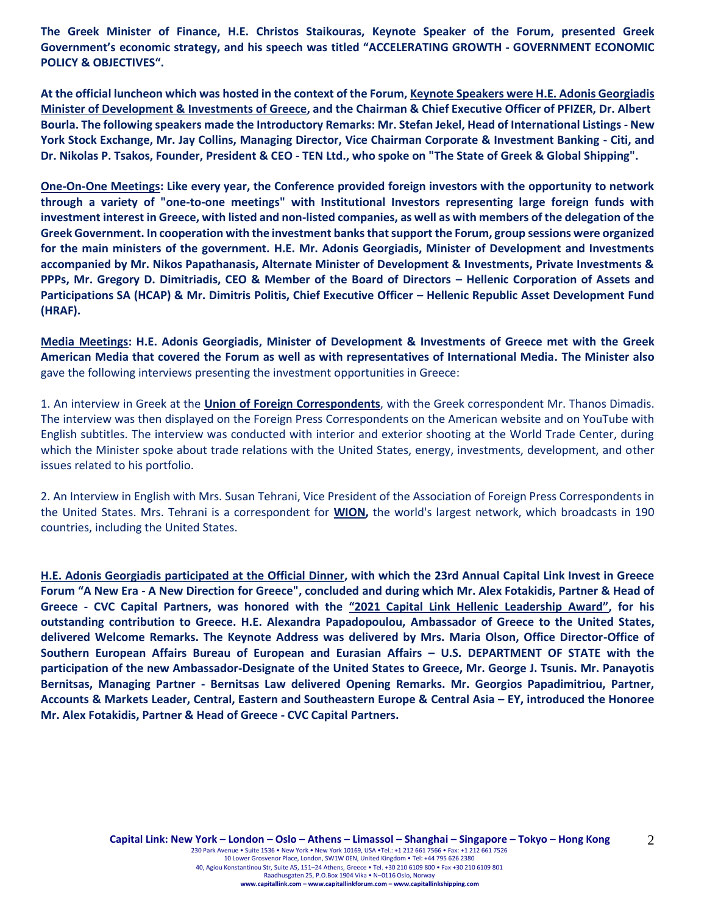**The Greek Minister of Finance, H.E. Christos Staikouras, Keynote Speaker of the Forum, presented Greek Government's economic strategy, and his speech was titled "ACCELERATING GROWTH - GOVERNMENT ECONOMIC POLICY & OBJECTIVES".**

**At the official luncheon which was hosted in the context of the Forum, Keynote Speakers were H.E. Adonis Georgiadis Minister of Development & Investments of Greece, and the Chairman & Chief Executive Officer of PFIZER, Dr. Albert Bourla. The following speakers made the Introductory Remarks: Mr. Stefan Jekel, Head of International Listings - New York Stock Exchange, Mr. Jay Collins, Managing Director, Vice Chairman Corporate & Investment Banking - Citi, and Dr. Nikolas P. Tsakos, Founder, President & CEO - TEN Ltd., who spoke on "The State of Greek & Global Shipping".**

**One-On-One Meetings: Like every year, the Conference provided foreign investors with the opportunity to network through a variety of "one-to-one meetings" with Institutional Investors representing large foreign funds with investment interest in Greece, with listed and non-listed companies, as well as with members of the delegation of the Greek Government. In cooperation with the investment banks that support the Forum, group sessions were organized for the main ministers of the government. H.E. Mr. Adonis Georgiadis, Minister of Development and Investments accompanied by Mr. Nikos Papathanasis, Alternate Minister of Development & Investments, Private Investments & PPPs, Mr. Gregory D. Dimitriadis, CEO & Member of the Board of Directors – Hellenic Corporation of Assets and Participations SA (HCAP) & Mr. Dimitris Politis, Chief Executive Officer – Hellenic Republic Asset Development Fund (HRAF).**

**Media Meetings: H.E. Adonis Georgiadis, Minister of Development & Investments of Greece met with the Greek American Media that covered the Forum as well as with representatives of International Media. The Minister also** gave the following interviews presenting the investment opportunities in Greece:

1. An interview in Greek at the **Union of Foreign Correspondents**, with the Greek correspondent Mr. Thanos Dimadis. The interview was then displayed on the Foreign Press Correspondents on the American website and on YouTube with English subtitles. The interview was conducted with interior and exterior shooting at the World Trade Center, during which the Minister spoke about trade relations with the United States, energy, investments, development, and other issues related to his portfolio.

2. An Interview in English with Mrs. Susan Tehrani, Vice President of the Association of Foreign Press Correspondents in the United States. Mrs. Tehrani is a correspondent for **WION,** the world's largest network, which broadcasts in 190 countries, including the United States.

**H.E. Adonis Georgiadis participated at the Official Dinner, with which the 23rd Annual Capital Link Invest in Greece Forum "A New Era - A New Direction for Greece", concluded and during which Mr. Alex Fotakidis, Partner & Head of Greece - CVC Capital Partners, was honored with the "2021 Capital Link Hellenic Leadership Award", for his outstanding contribution to Greece. H.E. Alexandra Papadopoulou, Ambassador of Greece to the United States, delivered Welcome Remarks. The Keynote Address was delivered by Mrs. Maria Olson, Office Director-Office of Southern European Affairs Bureau of European and Eurasian Affairs – U.S. DEPARTMENT OF STATE with the participation of the new Ambassador-Designate of the United States to Greece, Mr. George J. Tsunis. Mr. Panayotis Bernitsas, Managing Partner - Bernitsas Law delivered Opening Remarks. Mr. Georgios Papadimitriou, Partner, Accounts & Markets Leader, Central, Eastern and Southeastern Europe & Central Asia – EY, introduced the Honoree Mr. Alex Fotakidis, Partner & Head of Greece - CVC Capital Partners.**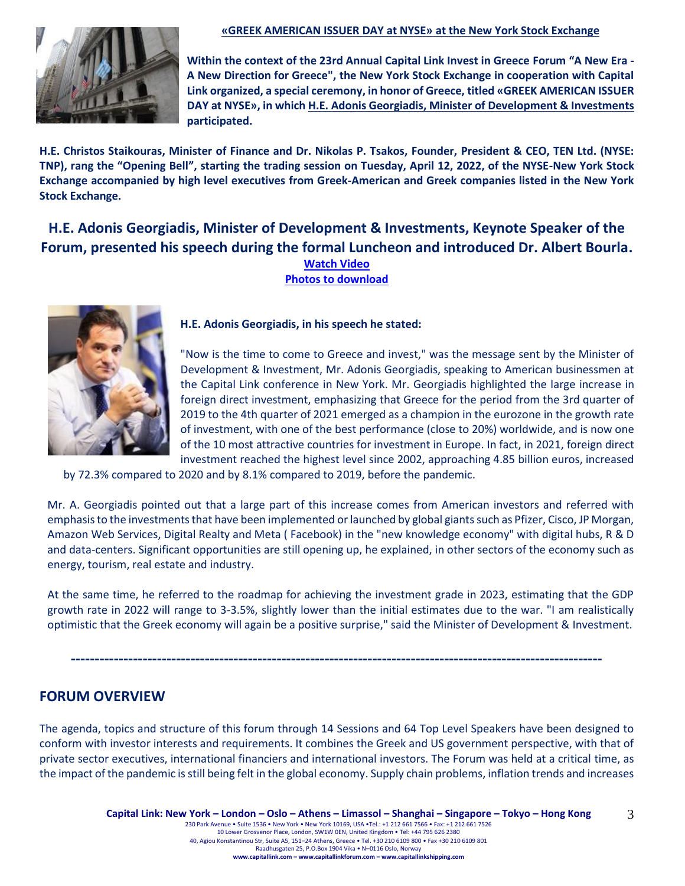**«GREEK AMERICAN ISSUER DAY at NYSE» at the New York Stock Exchange**

**Within the context of the 23rd Annual Capital Link Invest in Greece Forum "A New Era - A New Direction for Greece", the New York Stock Exchange in cooperation with Capital Link organized, a special ceremony, in honor of Greece, titled «GREEK AMERICAN ISSUER DAY at NYSE», in which H.E. Adonis Georgiadis, Minister of Development & Investments participated.**

**H.E. Christos Staikouras, Minister of Finance and Dr. Nikolas P. Tsakos, Founder, President & CEO, TEN Ltd. (NYSE: TNP), rang the "Opening Bell", starting the trading session on Tuesday, April 12, 2022, of the NYSE-New York Stock Exchange accompanied by high level executives from Greek-American and Greek companies listed in the New York Stock Exchange.**

## H.E. Adonis Georgiadis, Minister of Development & Investments, Keynote Speaker of the Forum, presented his speech during the formal Luncheon and introduced Dr. Albert Bourla.

**Watch Video**
**Photos to download**

**H.E. Adonis Georgiadis, in his speech he stated:**

"Now is the time to come to Greece and invest," was the message sent by the Minister of Development & Investment, Mr. Adonis Georgiadis, speaking to American businessmen at the Capital Link conference in New York. Mr. Georgiadis highlighted the large increase in foreign direct investment, emphasizing that Greece for the period from the 3rd quarter of 2019 to the 4th quarter of 2021 emerged as a champion in the eurozone in the growth rate of investment, with one of the best performance (close to 20%) worldwide, and is now one of the 10 most attractive countries for investment in Europe. In fact, in 2021, foreign direct investment reached the highest level since 2002, approaching 4.85 billion euros, increased by 72.3% compared to 2020 and by 8.1% compared to 2019, before the pandemic.

Mr. A. Georgiadis pointed out that a large part of this increase comes from American investors and referred with emphasis to the investments that have been implemented or launched by global giants such as Pfizer, Cisco, JP Morgan, Amazon Web Services, Digital Realty and Meta ( Facebook) in the "new knowledge economy" with digital hubs, R & D and data-centers. Significant opportunities are still opening up, he explained, in other sectors of the economy such as energy, tourism, real estate and industry.

At the same time, he referred to the roadmap for achieving the investment grade in 2023, estimating that the GDP growth rate in 2022 will range to 3-3.5%, slightly lower than the initial estimates due to the war. "I am realistically optimistic that the Greek economy will again be a positive surprise," said the Minister of Development & Investment.

---

## FORUM OVERVIEW

The agenda, topics and structure of this forum through 14 Sessions and 64 Top Level Speakers have been designed to conform with investor interests and requirements. It combines the Greek and US government perspective, with that of private sector executives, international financiers and international investors. The Forum was held at a critical time, as the impact of the pandemic is still being felt in the global economy. Supply chain problems, inflation trends and increases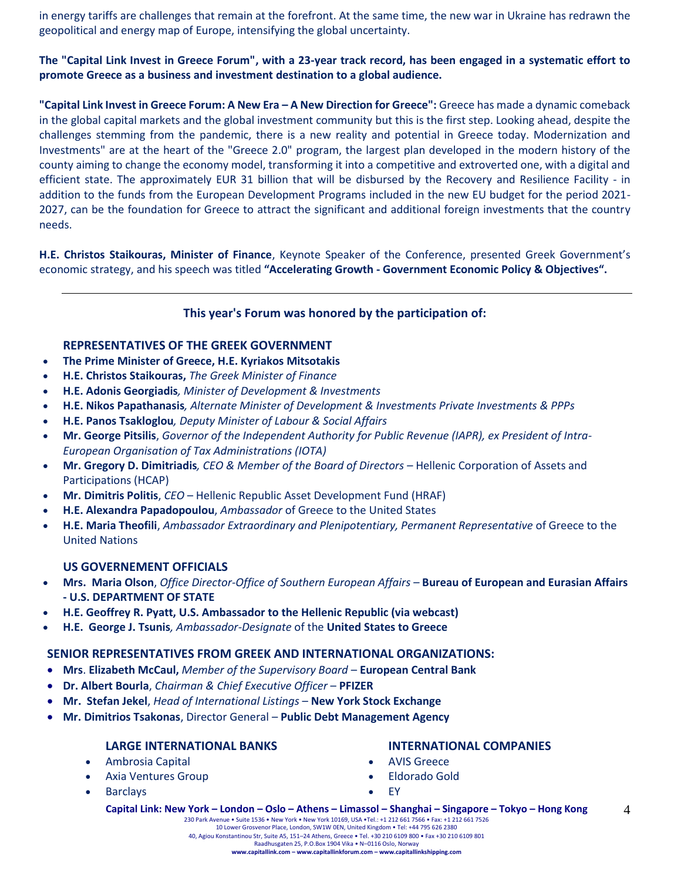in energy tariffs are challenges that remain at the forefront. At the same time, the new war in Ukraine has redrawn the geopolitical and energy map of Europe, intensifying the global uncertainty.

**The "Capital Link Invest in Greece Forum", with a 23-year track record, has been engaged in a systematic effort to promote Greece as a business and investment destination to a global audience.**

**"Capital Link Invest in Greece Forum: A New Era – A New Direction for Greece":** Greece has made a dynamic comeback in the global capital markets and the global investment community but this is the first step. Looking ahead, despite the challenges stemming from the pandemic, there is a new reality and potential in Greece today. Modernization and Investments" are at the heart of the "Greece 2.0" program, the largest plan developed in the modern history of the county aiming to change the economy model, transforming it into a competitive and extroverted one, with a digital and efficient state. The approximately EUR 31 billion that will be disbursed by the Recovery and Resilience Facility - in addition to the funds from the European Development Programs included in the new EU budget for the period 2021-2027, can be the foundation for Greece to attract the significant and additional foreign investments that the country needs.

**H.E. Christos Staikouras, Minister of Finance**, Keynote Speaker of the Conference, presented Greek Government's economic strategy, and his speech was titled **"Accelerating Growth - Government Economic Policy & Objectives".**

---

### This year's Forum was honored by the participation of:

#### REPRESENTATIVES OF THE GREEK GOVERNMENT

- **The Prime Minister of Greece, H.E. Kyriakos Mitsotakis**
- **H.E. Christos Staikouras,** *The Greek Minister of Finance*
- **H.E. Adonis Georgiadis***, Minister of Development & Investments*
- **H.E. Nikos Papathanasis***, Alternate Minister of Development & Investments Private Investments & PPPs*
- **H.E. Panos Tsakloglou***, Deputy Minister of Labour & Social Affairs*
- **Mr. George Pitsilis**, *Governor of the Independent Authority for Public Revenue (IAPR), ex President of Intra-European Organisation of Tax Administrations (IOTA)*
- **Mr. Gregory D. Dimitriadis***, CEO & Member of the Board of Directors* – Hellenic Corporation of Assets and Participations (HCAP)
- **Mr. Dimitris Politis**, *CEO* – Hellenic Republic Asset Development Fund (HRAF)
- **H.E. Alexandra Papadopoulou**, *Ambassador* of Greece to the United States
- **H.E. Maria Theofili**, *Ambassador Extraordinary and Plenipotentiary, Permanent Representative* of Greece to the United Nations

#### US GOVERNEMENT OFFICIALS

- **Mrs. Maria Olson**, *Office Director-Office of Southern European Affairs* – **Bureau of European and Eurasian Affairs - U.S. DEPARTMENT OF STATE**
- **H.E. Geoffrey R. Pyatt, U.S. Ambassador to the Hellenic Republic (via webcast)**
- **H.E. George J. Tsunis***, Ambassador-Designate* of the **United States to Greece**

#### SENIOR REPRESENTATIVES FROM GREEK AND INTERNATIONAL ORGANIZATIONS:

- **Mrs**. **Elizabeth McCaul,** *Member of the Supervisory Board* – **European Central Bank**
- **Dr. Albert Bourla**, *Chairman & Chief Executive Officer* – **PFIZER**
- **Mr. Stefan Jekel**, *Head of International Listings* – **New York Stock Exchange**
- **Mr. Dimitrios Tsakonas**, Director General – **Public Debt Management Agency**

#### LARGE INTERNATIONAL BANKS

- Ambrosia Capital
- Axia Ventures Group
- Barclays

#### INTERNATIONAL COMPANIES

- AVIS Greece
- Eldorado Gold
- EY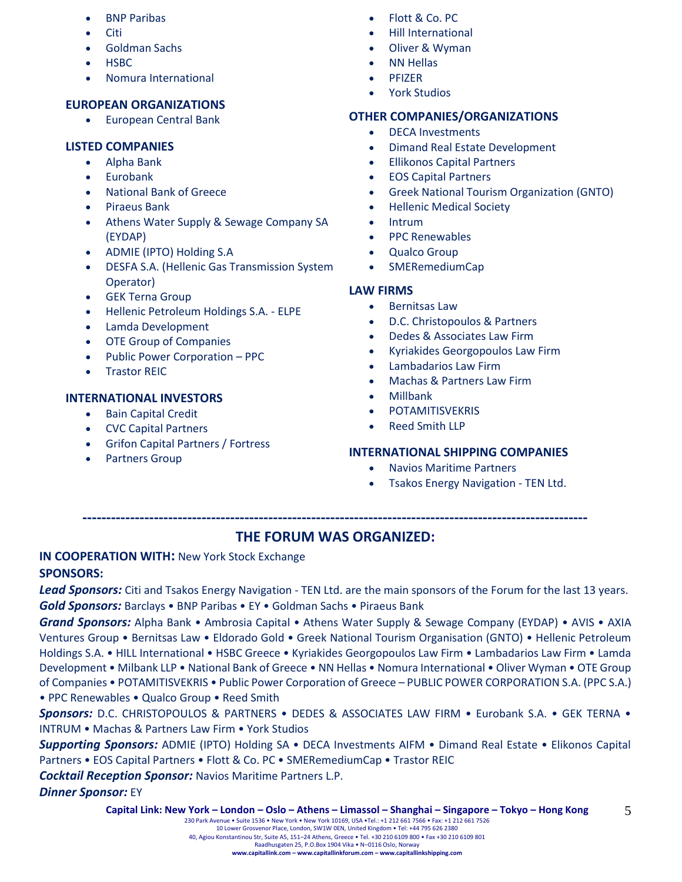- BNP Paribas
- Citi
- Goldman Sachs
- HSBC
- Nomura International

### EUROPEAN ORGANIZATIONS

- European Central Bank

### LISTED COMPANIES

- Alpha Bank
- Eurobank
- National Bank of Greece
- Piraeus Bank
- Athens Water Supply & Sewage Company SA (EYDAP)
- ADMIE (IPTO) Holding S.A
- DESFA S.A. (Hellenic Gas Transmission System Operator)
- GEK Terna Group
- Hellenic Petroleum Holdings S.A. - ELPE
- Lamda Development
- OTE Group of Companies
- Public Power Corporation – PPC
- Trastor REIC

### INTERNATIONAL INVESTORS

- Bain Capital Credit
- CVC Capital Partners
- Grifon Capital Partners / Fortress
- Partners Group

- Flott & Co. PC
- Hill International
- Oliver & Wyman
- NN Hellas
- PFIZER
- York Studios

### OTHER COMPANIES/ORGANIZATIONS

- DECA Investments
- Dimand Real Estate Development
- Ellikonos Capital Partners
- EOS Capital Partners
- Greek National Tourism Organization (GNTO)
- Hellenic Medical Society
- Intrum
- PPC Renewables
- Qualco Group
- SMERemediumCap

### LAW FIRMS

- Bernitsas Law
- D.C. Christopoulos & Partners
- Dedes & Associates Law Firm
- Kyriakides Georgopoulos Law Firm
- Lambadarios Law Firm
- Machas & Partners Law Firm
- Millbank
- POTAMITISVEKRIS
- Reed Smith LLP

### INTERNATIONAL SHIPPING COMPANIES

- Navios Maritime Partners
- Tsakos Energy Navigation - TEN Ltd.

---

## THE FORUM WAS ORGANIZED:

**IN COOPERATION WITH:** New York Stock Exchange

**SPONSORS:**

***Lead Sponsors:*** Citi and Tsakos Energy Navigation - TEN Ltd. are the main sponsors of the Forum for the last 13 years.

***Gold Sponsors:*** Barclays • BNP Paribas • EY • Goldman Sachs • Piraeus Bank

***Grand Sponsors:*** Alpha Bank • Ambrosia Capital • Athens Water Supply & Sewage Company (EYDAP) • AVIS • AXIA Ventures Group • Bernitsas Law • Eldorado Gold • Greek National Tourism Organisation (GNTO) • Hellenic Petroleum Holdings S.A. • HILL International • HSBC Greece • Kyriakides Georgopoulos Law Firm • Lambadarios Law Firm • Lamda Development • Milbank LLP • National Bank of Greece • NN Hellas • Nomura International • Oliver Wyman • OTE Group of Companies • POTAMITISVEKRIS • Public Power Corporation of Greece – PUBLIC POWER CORPORATION S.A. (PPC S.A.) • PPC Renewables • Qualco Group • Reed Smith

***Sponsors:*** D.C. CHRISTOPOULOS & PARTNERS • DEDES & ASSOCIATES LAW FIRM • Eurobank S.A. • GEK TERNA • INTRUM • Machas & Partners Law Firm • York Studios

***Supporting Sponsors:*** ADMIE (IPTO) Holding SA • DECA Investments AIFM • Dimand Real Estate • Elikonos Capital Partners • EOS Capital Partners • Flott & Co. PC • SMERemediumCap • Trastor REIC

***Cocktail Reception Sponsor:*** Navios Maritime Partners L.P.

***Dinner Sponsor:*** EY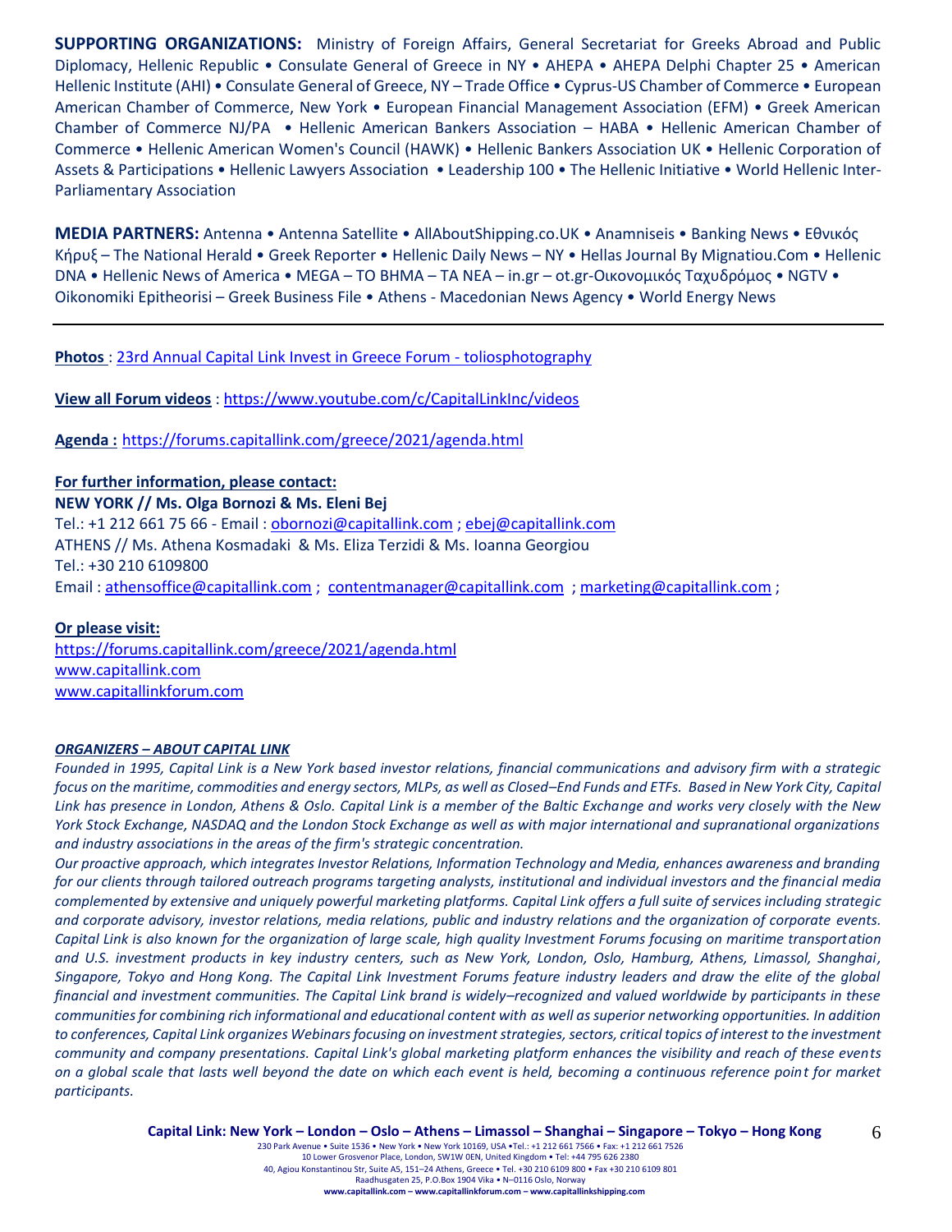**SUPPORTING ORGANIZATIONS:** Ministry of Foreign Affairs, General Secretariat for Greeks Abroad and Public Diplomacy, Hellenic Republic • Consulate General of Greece in NY • AHEPA • AHEPA Delphi Chapter 25 • American Hellenic Institute (AHI) • Consulate General of Greece, NY – Trade Office • Cyprus-US Chamber of Commerce • European American Chamber of Commerce, New York • European Financial Management Association (EFM) • Greek American Chamber of Commerce NJ/PA • Hellenic American Bankers Association – HABA • Hellenic American Chamber of Commerce • Hellenic American Women's Council (HAWK) • Hellenic Bankers Association UK • Hellenic Corporation of Assets & Participations • Hellenic Lawyers Association • Leadership 100 • The Hellenic Initiative • World Hellenic Inter-Parliamentary Association

**MEDIA PARTNERS:** Antenna • Antenna Satellite • AllAboutShipping.co.UK • Anamniseis • Banking News • Εθνικός Κήρυξ – The National Herald • Greek Reporter • Hellenic Daily News – NY • Hellas Journal By Mignatiou.Com • Hellenic DNA • Hellenic News of America • MEGA – TO BHMA – TA NEA – in.gr – ot.gr-Οικονομικός Ταχυδρόμος • NGTV • Oikonomiki Epitheorisi – Greek Business File • Athens - Macedonian News Agency • World Energy News

---

**Photos** : 23rd Annual Capital Link Invest in Greece Forum - toliosphotography

**View all Forum videos** : https://www.youtube.com/c/CapitalLinkInc/videos

**Agenda :** https://forums.capitallink.com/greece/2021/agenda.html

**For further information, please contact:**

**NEW YORK // Ms. Olga Bornozi & Ms. Eleni Bej**
Tel.: +1 212 661 75 66 - Email : obornozi@capitallink.com ; ebej@capitallink.com
ATHENS // Ms. Athena Kosmadaki & Ms. Eliza Terzidi & Ms. Ioanna Georgiou
Tel.: +30 210 6109800
Email : athensoffice@capitallink.com ; contentmanager@capitallink.com ; marketing@capitallink.com ;

**Or please visit:**
https://forums.capitallink.com/greece/2021/agenda.html
www.capitallink.com
www.capitallinkforum.com

***ORGANIZERS – ABOUT CAPITAL LINK***

*Founded in 1995, Capital Link is a New York based investor relations, financial communications and advisory firm with a strategic focus on the maritime, commodities and energy sectors, MLPs, as well as Closed–End Funds and ETFs. Based in New York City, Capital Link has presence in London, Athens & Oslo. Capital Link is a member of the Baltic Exchange and works very closely with the New York Stock Exchange, NASDAQ and the London Stock Exchange as well as with major international and supranational organizations and industry associations in the areas of the firm's strategic concentration.*

*Our proactive approach, which integrates Investor Relations, Information Technology and Media, enhances awareness and branding for our clients through tailored outreach programs targeting analysts, institutional and individual investors and the financial media complemented by extensive and uniquely powerful marketing platforms. Capital Link offers a full suite of services including strategic and corporate advisory, investor relations, media relations, public and industry relations and the organization of corporate events. Capital Link is also known for the organization of large scale, high quality Investment Forums focusing on maritime transportation and U.S. investment products in key industry centers, such as New York, London, Oslo, Hamburg, Athens, Limassol, Shanghai, Singapore, Tokyo and Hong Kong. The Capital Link Investment Forums feature industry leaders and draw the elite of the global financial and investment communities. The Capital Link brand is widely–recognized and valued worldwide by participants in these communities for combining rich informational and educational content with as well as superior networking opportunities. In addition to conferences, Capital Link organizes Webinars focusing on investment strategies, sectors, critical topics of interest to the investment community and company presentations. Capital Link's global marketing platform enhances the visibility and reach of these events on a global scale that lasts well beyond the date on which each event is held, becoming a continuous reference point for market participants.*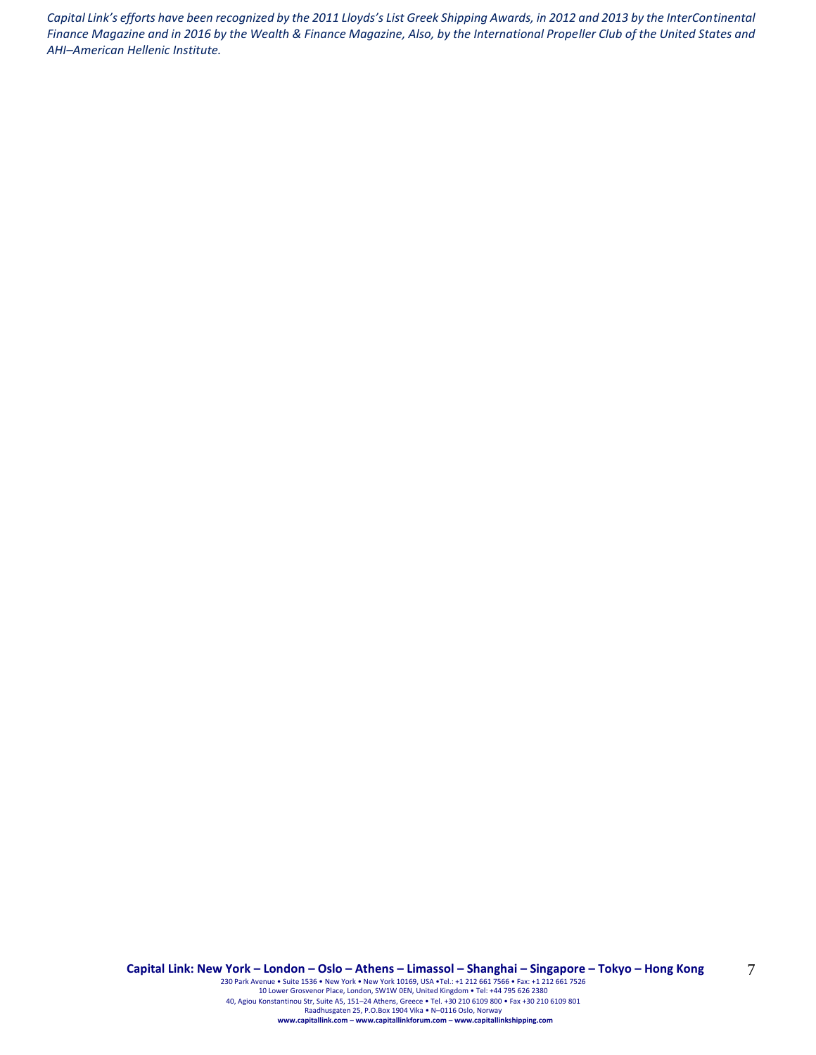*Capital Link's efforts have been recognized by the 2011 Lloyds's List Greek Shipping Awards, in 2012 and 2013 by the InterContinental Finance Magazine and in 2016 by the Wealth & Finance Magazine, Also, by the International Propeller Club of the United States and AHI–American Hellenic Institute.*